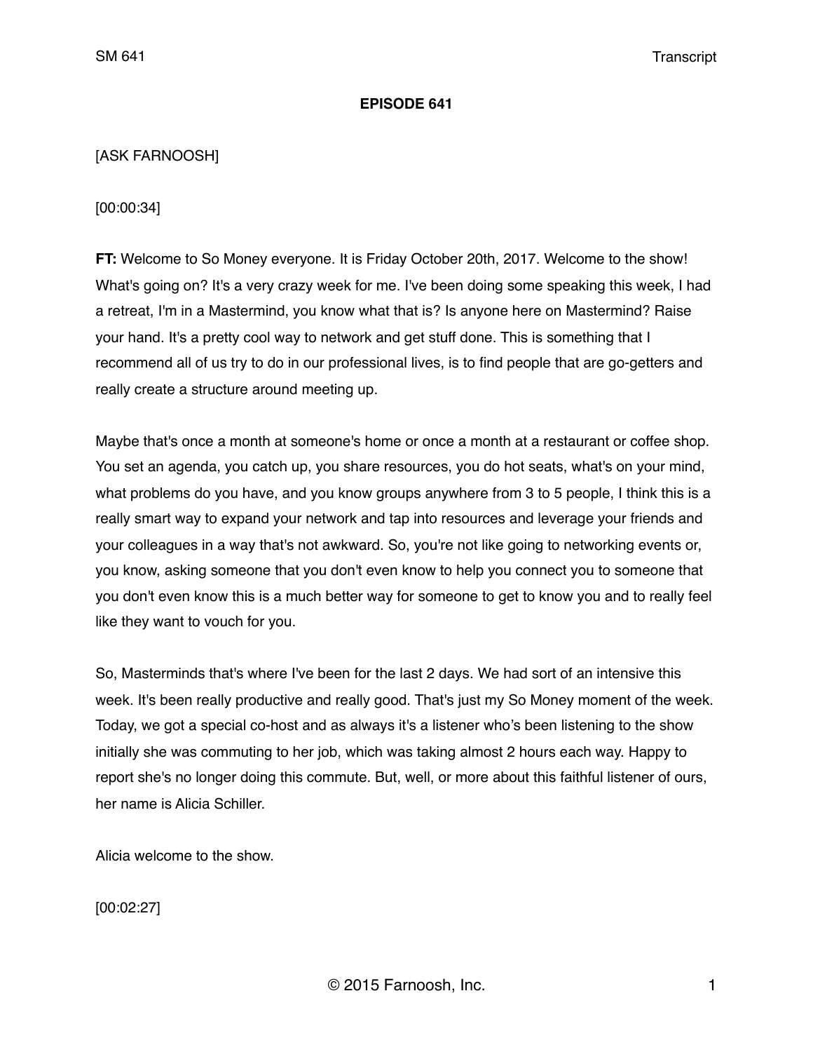**EPISODE 641**

[ASK FARNOOSH]

[00:00:34]

**FT:** Welcome to So Money everyone. It is Friday October 20th, 2017. Welcome to the show! What's going on? It's a very crazy week for me. I've been doing some speaking this week, I had a retreat, I'm in a Mastermind, you know what that is? Is anyone here on Mastermind? Raise your hand. It's a pretty cool way to network and get stuff done. This is something that I recommend all of us try to do in our professional lives, is to find people that are go-getters and really create a structure around meeting up.

Maybe that's once a month at someone's home or once a month at a restaurant or coffee shop. You set an agenda, you catch up, you share resources, you do hot seats, what's on your mind, what problems do you have, and you know groups anywhere from 3 to 5 people, I think this is a really smart way to expand your network and tap into resources and leverage your friends and your colleagues in a way that's not awkward. So, you're not like going to networking events or, you know, asking someone that you don't even know to help you connect you to someone that you don't even know this is a much better way for someone to get to know you and to really feel like they want to vouch for you.

So, Masterminds that's where I've been for the last 2 days. We had sort of an intensive this week. It's been really productive and really good. That's just my So Money moment of the week. Today, we got a special co-host and as always it's a listener who's been listening to the show initially she was commuting to her job, which was taking almost 2 hours each way. Happy to report she's no longer doing this commute. But, well, or more about this faithful listener of ours, her name is Alicia Schiller.

Alicia welcome to the show.

[00:02:27]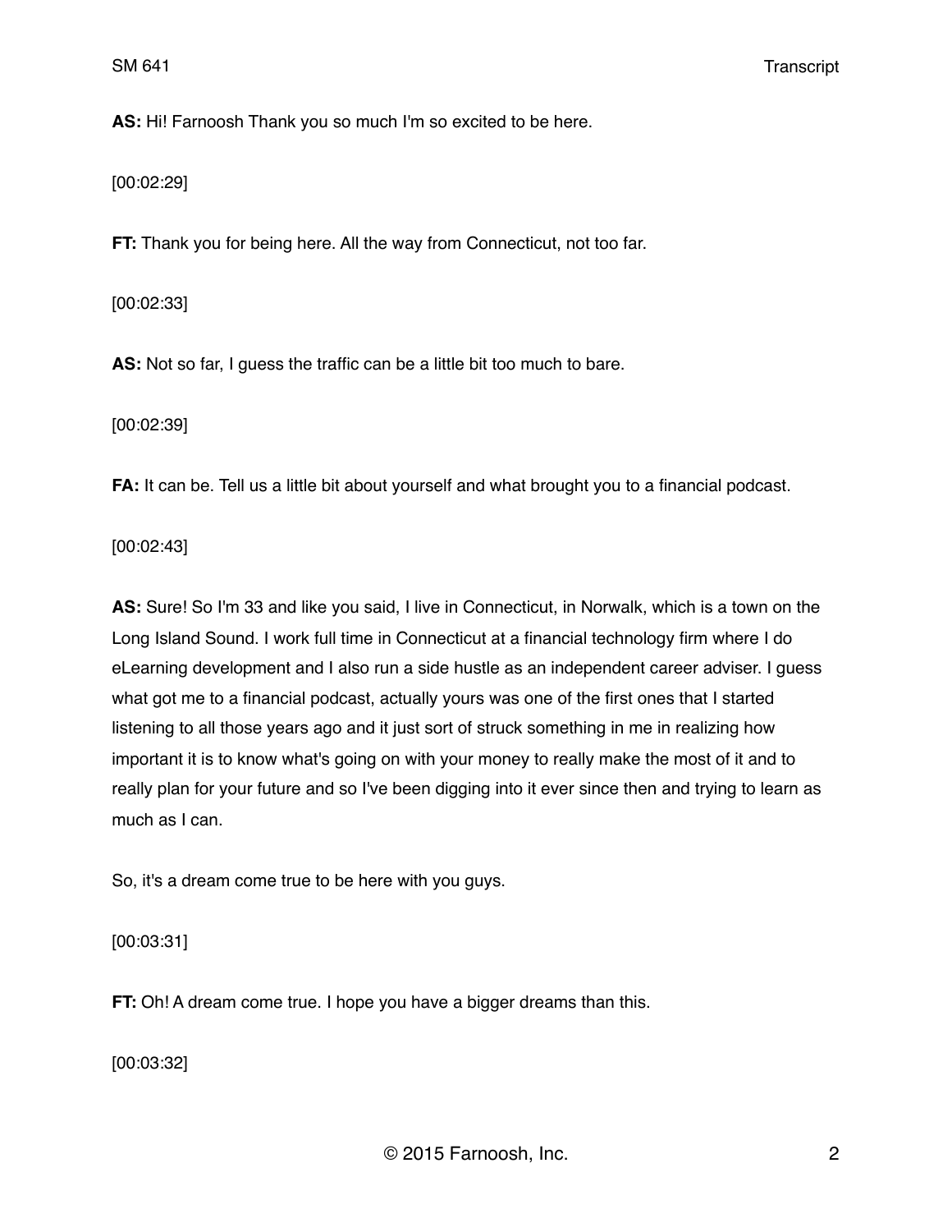**AS:** Hi! Farnoosh Thank you so much I'm so excited to be here.

[00:02:29]

**FT:** Thank you for being here. All the way from Connecticut, not too far.

[00:02:33]

**AS:** Not so far, I guess the traffic can be a little bit too much to bare.

[00:02:39]

**FA:** It can be. Tell us a little bit about yourself and what brought you to a financial podcast.

[00:02:43]

**AS:** Sure! So I'm 33 and like you said, I live in Connecticut, in Norwalk, which is a town on the Long Island Sound. I work full time in Connecticut at a financial technology firm where I do eLearning development and I also run a side hustle as an independent career adviser. I guess what got me to a financial podcast, actually yours was one of the first ones that I started listening to all those years ago and it just sort of struck something in me in realizing how important it is to know what's going on with your money to really make the most of it and to really plan for your future and so I've been digging into it ever since then and trying to learn as much as I can.

So, it's a dream come true to be here with you guys.

[00:03:31]

**FT:** Oh! A dream come true. I hope you have a bigger dreams than this.

[00:03:32]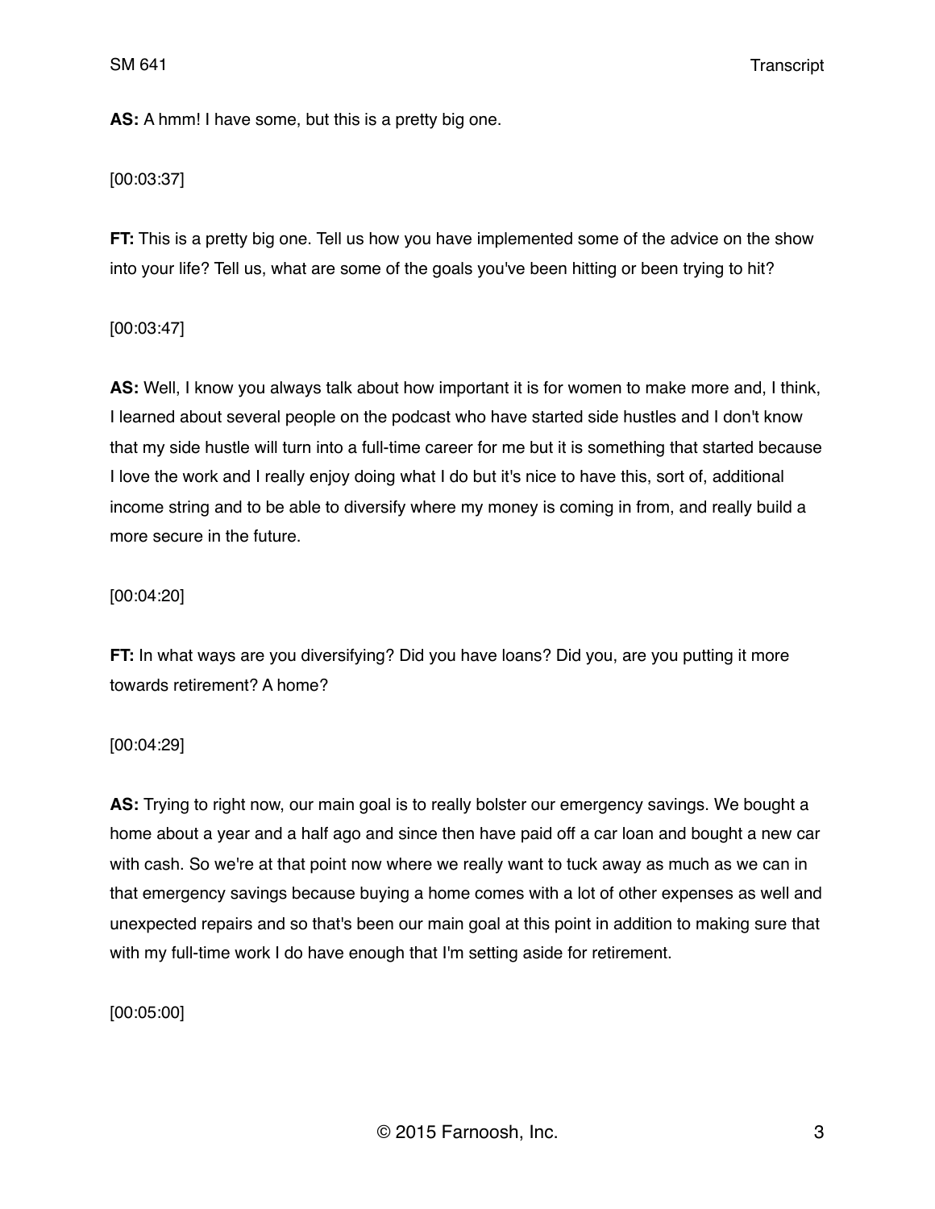**AS:** A hmm! I have some, but this is a pretty big one.

[00:03:37]

**FT:** This is a pretty big one. Tell us how you have implemented some of the advice on the show into your life? Tell us, what are some of the goals you've been hitting or been trying to hit?

[00:03:47]

**AS:** Well, I know you always talk about how important it is for women to make more and, I think, I learned about several people on the podcast who have started side hustles and I don't know that my side hustle will turn into a full-time career for me but it is something that started because I love the work and I really enjoy doing what I do but it's nice to have this, sort of, additional income string and to be able to diversify where my money is coming in from, and really build a more secure in the future.

[00:04:20]

**FT:** In what ways are you diversifying? Did you have loans? Did you, are you putting it more towards retirement? A home?

[00:04:29]

**AS:** Trying to right now, our main goal is to really bolster our emergency savings. We bought a home about a year and a half ago and since then have paid off a car loan and bought a new car with cash. So we're at that point now where we really want to tuck away as much as we can in that emergency savings because buying a home comes with a lot of other expenses as well and unexpected repairs and so that's been our main goal at this point in addition to making sure that with my full-time work I do have enough that I'm setting aside for retirement.

[00:05:00]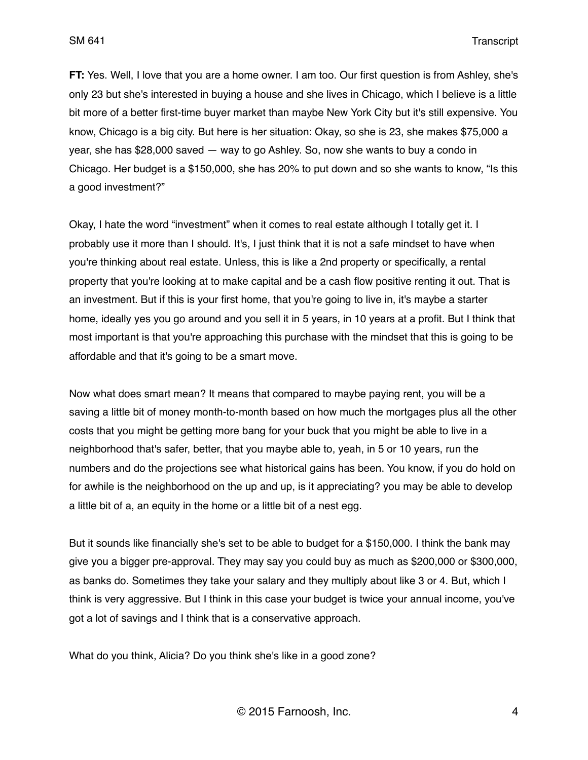**FT:** Yes. Well, I love that you are a home owner. I am too. Our first question is from Ashley, she's only 23 but she's interested in buying a house and she lives in Chicago, which I believe is a little bit more of a better first-time buyer market than maybe New York City but it's still expensive. You know, Chicago is a big city. But here is her situation: Okay, so she is 23, she makes $75,000 a year, she has $28,000 saved — way to go Ashley. So, now she wants to buy a condo in Chicago. Her budget is a $150,000, she has 20% to put down and so she wants to know, "Is this a good investment?"

Okay, I hate the word "investment" when it comes to real estate although I totally get it. I probably use it more than I should. It's, I just think that it is not a safe mindset to have when you're thinking about real estate. Unless, this is like a 2nd property or specifically, a rental property that you're looking at to make capital and be a cash flow positive renting it out. That is an investment. But if this is your first home, that you're going to live in, it's maybe a starter home, ideally yes you go around and you sell it in 5 years, in 10 years at a profit. But I think that most important is that you're approaching this purchase with the mindset that this is going to be affordable and that it's going to be a smart move.

Now what does smart mean? It means that compared to maybe paying rent, you will be a saving a little bit of money month-to-month based on how much the mortgages plus all the other costs that you might be getting more bang for your buck that you might be able to live in a neighborhood that's safer, better, that you maybe able to, yeah, in 5 or 10 years, run the numbers and do the projections see what historical gains has been. You know, if you do hold on for awhile is the neighborhood on the up and up, is it appreciating? you may be able to develop a little bit of a, an equity in the home or a little bit of a nest egg.

But it sounds like financially she's set to be able to budget for a $150,000. I think the bank may give you a bigger pre-approval. They may say you could buy as much as $200,000 or $300,000, as banks do. Sometimes they take your salary and they multiply about like 3 or 4. But, which I think is very aggressive. But I think in this case your budget is twice your annual income, you've got a lot of savings and I think that is a conservative approach.

What do you think, Alicia? Do you think she's like in a good zone?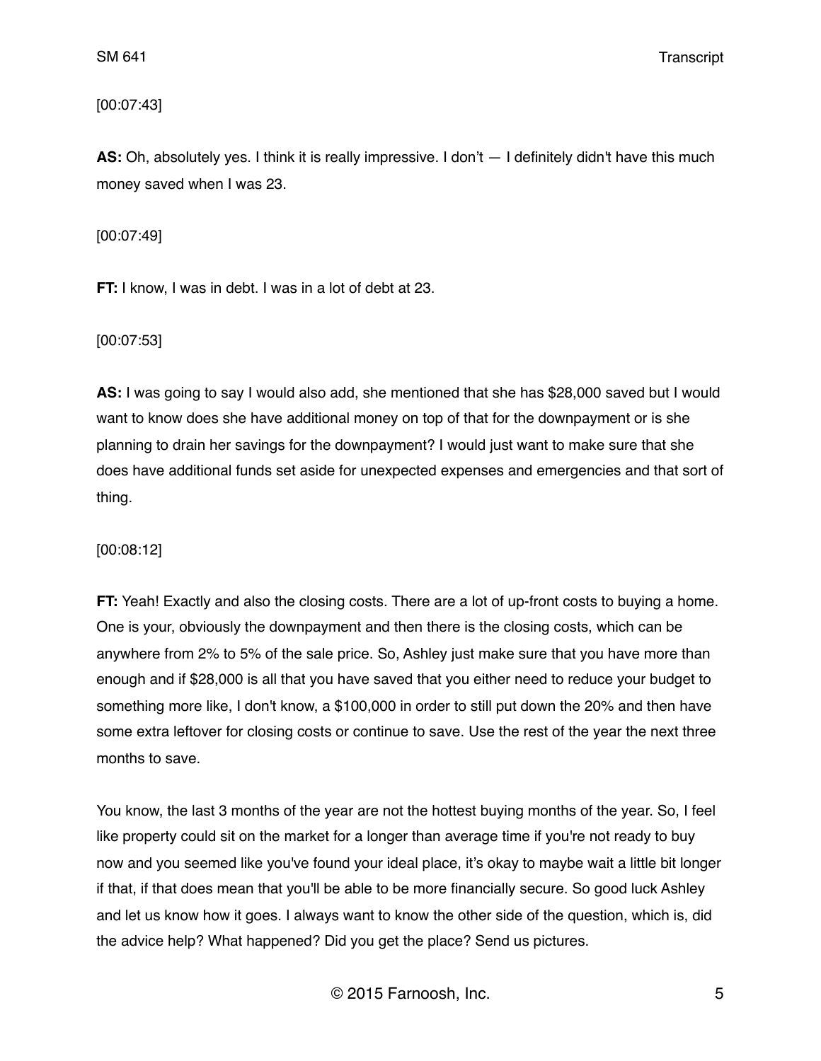[00:07:43]

**AS:** Oh, absolutely yes. I think it is really impressive. I don't — I definitely didn't have this much money saved when I was 23.

[00:07:49]

**FT:** I know, I was in debt. I was in a lot of debt at 23.

[00:07:53]

**AS:** I was going to say I would also add, she mentioned that she has $28,000 saved but I would want to know does she have additional money on top of that for the downpayment or is she planning to drain her savings for the downpayment? I would just want to make sure that she does have additional funds set aside for unexpected expenses and emergencies and that sort of thing.

[00:08:12]

**FT:** Yeah! Exactly and also the closing costs. There are a lot of up-front costs to buying a home. One is your, obviously the downpayment and then there is the closing costs, which can be anywhere from 2% to 5% of the sale price. So, Ashley just make sure that you have more than enough and if $28,000 is all that you have saved that you either need to reduce your budget to something more like, I don't know, a $100,000 in order to still put down the 20% and then have some extra leftover for closing costs or continue to save. Use the rest of the year the next three months to save.

You know, the last 3 months of the year are not the hottest buying months of the year. So, I feel like property could sit on the market for a longer than average time if you're not ready to buy now and you seemed like you've found your ideal place, it's okay to maybe wait a little bit longer if that, if that does mean that you'll be able to be more financially secure. So good luck Ashley and let us know how it goes. I always want to know the other side of the question, which is, did the advice help? What happened? Did you get the place? Send us pictures.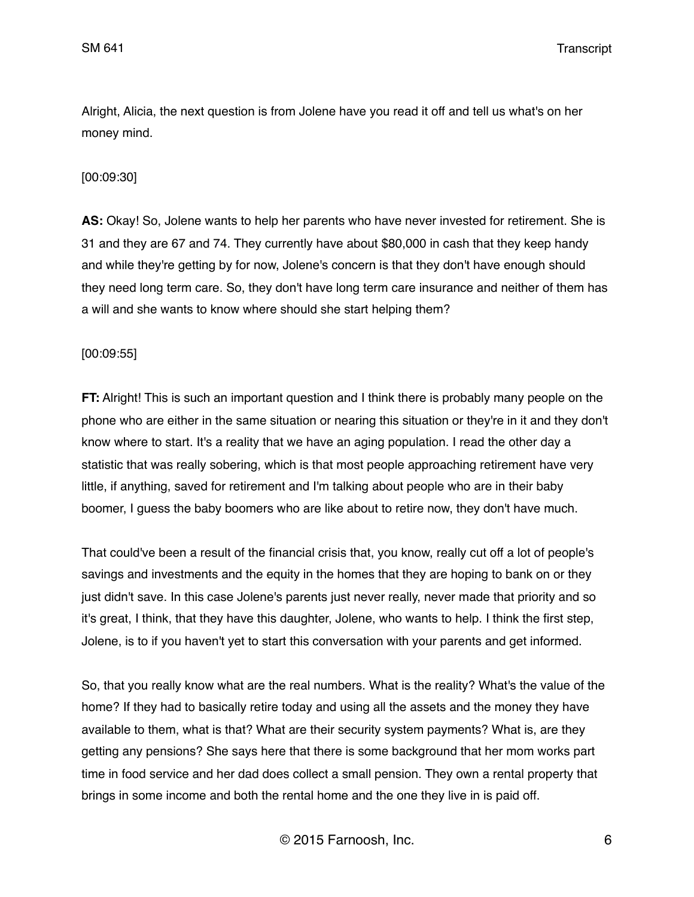Alright, Alicia, the next question is from Jolene have you read it off and tell us what's on her money mind.

[00:09:30]

**AS:** Okay! So, Jolene wants to help her parents who have never invested for retirement. She is 31 and they are 67 and 74. They currently have about $80,000 in cash that they keep handy and while they're getting by for now, Jolene's concern is that they don't have enough should they need long term care. So, they don't have long term care insurance and neither of them has a will and she wants to know where should she start helping them?

[00:09:55]

**FT:** Alright! This is such an important question and I think there is probably many people on the phone who are either in the same situation or nearing this situation or they're in it and they don't know where to start. It's a reality that we have an aging population. I read the other day a statistic that was really sobering, which is that most people approaching retirement have very little, if anything, saved for retirement and I'm talking about people who are in their baby boomer, I guess the baby boomers who are like about to retire now, they don't have much.

That could've been a result of the financial crisis that, you know, really cut off a lot of people's savings and investments and the equity in the homes that they are hoping to bank on or they just didn't save. In this case Jolene's parents just never really, never made that priority and so it's great, I think, that they have this daughter, Jolene, who wants to help. I think the first step, Jolene, is to if you haven't yet to start this conversation with your parents and get informed.

So, that you really know what are the real numbers. What is the reality? What's the value of the home? If they had to basically retire today and using all the assets and the money they have available to them, what is that? What are their security system payments? What is, are they getting any pensions? She says here that there is some background that her mom works part time in food service and her dad does collect a small pension. They own a rental property that brings in some income and both the rental home and the one they live in is paid off.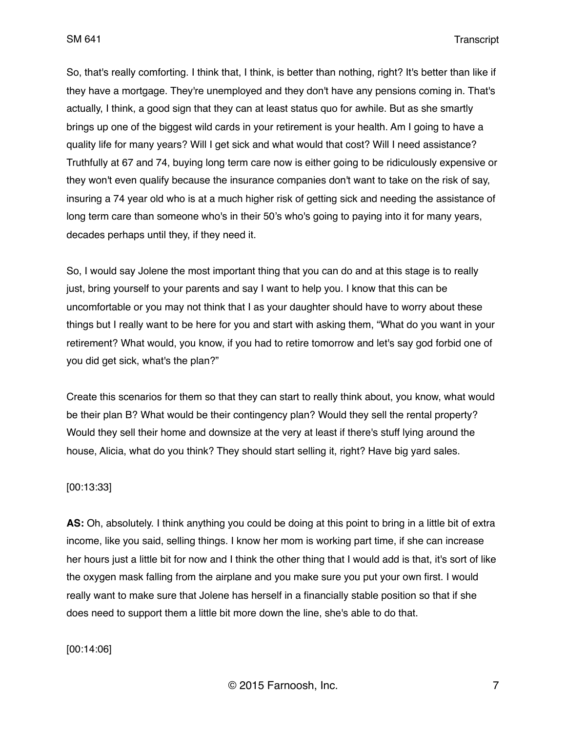So, that's really comforting. I think that, I think, is better than nothing, right? It's better than like if they have a mortgage. They're unemployed and they don't have any pensions coming in. That's actually, I think, a good sign that they can at least status quo for awhile. But as she smartly brings up one of the biggest wild cards in your retirement is your health. Am I going to have a quality life for many years? Will I get sick and what would that cost? Will I need assistance? Truthfully at 67 and 74, buying long term care now is either going to be ridiculously expensive or they won't even qualify because the insurance companies don't want to take on the risk of say, insuring a 74 year old who is at a much higher risk of getting sick and needing the assistance of long term care than someone who's in their 50's who's going to paying into it for many years, decades perhaps until they, if they need it.

So, I would say Jolene the most important thing that you can do and at this stage is to really just, bring yourself to your parents and say I want to help you. I know that this can be uncomfortable or you may not think that I as your daughter should have to worry about these things but I really want to be here for you and start with asking them, "What do you want in your retirement? What would, you know, if you had to retire tomorrow and let's say god forbid one of you did get sick, what's the plan?"

Create this scenarios for them so that they can start to really think about, you know, what would be their plan B? What would be their contingency plan? Would they sell the rental property? Would they sell their home and downsize at the very at least if there's stuff lying around the house, Alicia, what do you think? They should start selling it, right? Have big yard sales.

[00:13:33]

**AS:** Oh, absolutely. I think anything you could be doing at this point to bring in a little bit of extra income, like you said, selling things. I know her mom is working part time, if she can increase her hours just a little bit for now and I think the other thing that I would add is that, it's sort of like the oxygen mask falling from the airplane and you make sure you put your own first. I would really want to make sure that Jolene has herself in a financially stable position so that if she does need to support them a little bit more down the line, she's able to do that.

[00:14:06]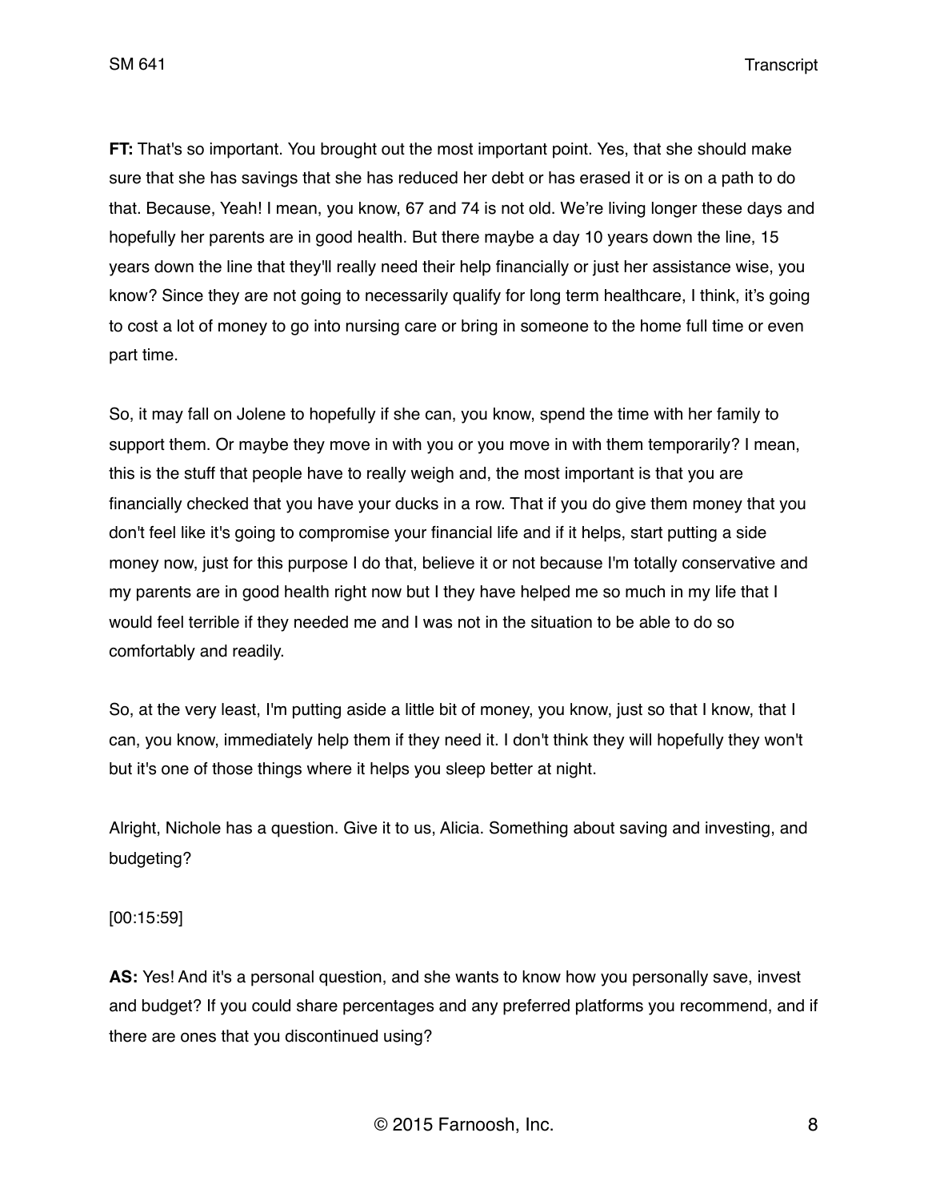**FT:** That's so important. You brought out the most important point. Yes, that she should make sure that she has savings that she has reduced her debt or has erased it or is on a path to do that. Because, Yeah! I mean, you know, 67 and 74 is not old. We're living longer these days and hopefully her parents are in good health. But there maybe a day 10 years down the line, 15 years down the line that they'll really need their help financially or just her assistance wise, you know? Since they are not going to necessarily qualify for long term healthcare, I think, it's going to cost a lot of money to go into nursing care or bring in someone to the home full time or even part time.

So, it may fall on Jolene to hopefully if she can, you know, spend the time with her family to support them. Or maybe they move in with you or you move in with them temporarily? I mean, this is the stuff that people have to really weigh and, the most important is that you are financially checked that you have your ducks in a row. That if you do give them money that you don't feel like it's going to compromise your financial life and if it helps, start putting a side money now, just for this purpose I do that, believe it or not because I'm totally conservative and my parents are in good health right now but I they have helped me so much in my life that I would feel terrible if they needed me and I was not in the situation to be able to do so comfortably and readily.

So, at the very least, I'm putting aside a little bit of money, you know, just so that I know, that I can, you know, immediately help them if they need it. I don't think they will hopefully they won't but it's one of those things where it helps you sleep better at night.

Alright, Nichole has a question. Give it to us, Alicia. Something about saving and investing, and budgeting?

[00:15:59]

**AS:** Yes! And it's a personal question, and she wants to know how you personally save, invest and budget? If you could share percentages and any preferred platforms you recommend, and if there are ones that you discontinued using?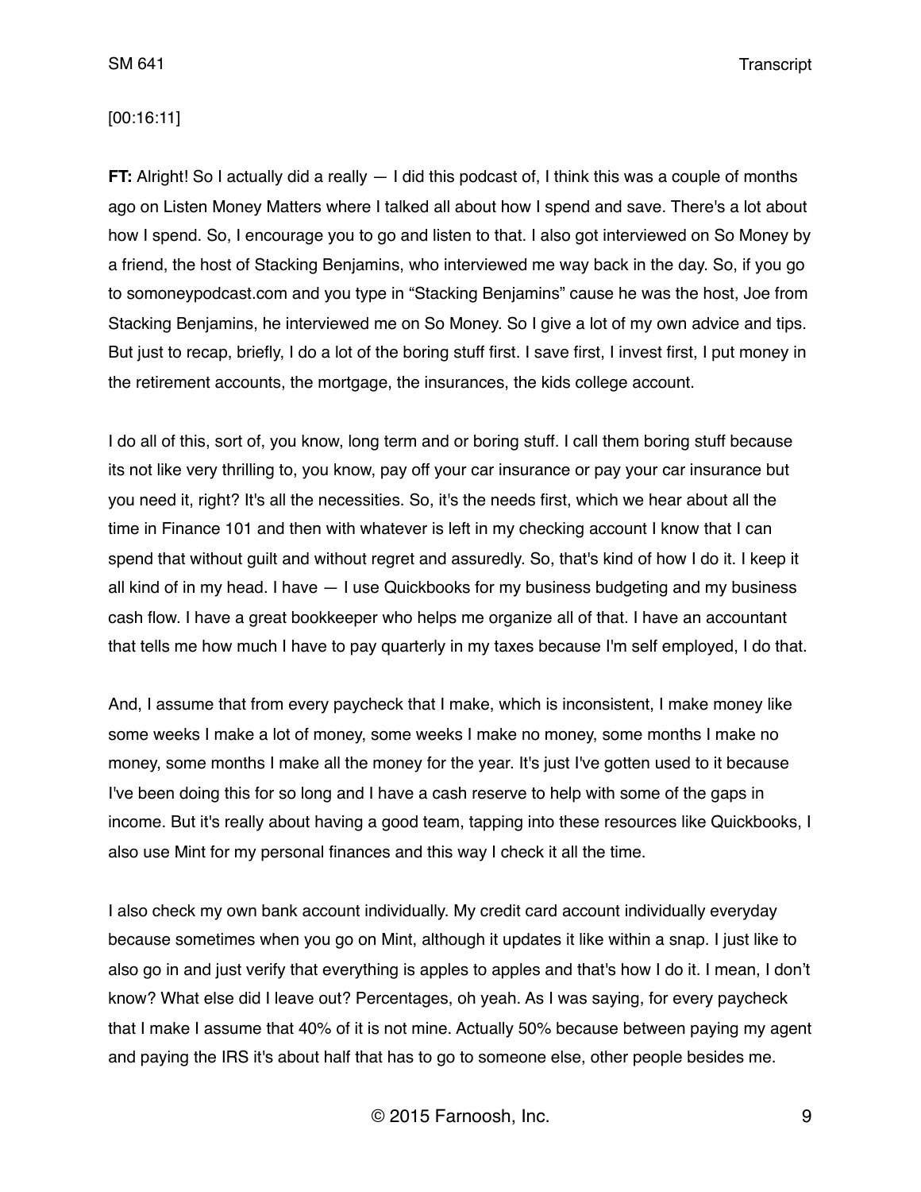[00:16:11]

**FT:** Alright! So I actually did a really — I did this podcast of, I think this was a couple of months ago on Listen Money Matters where I talked all about how I spend and save. There's a lot about how I spend. So, I encourage you to go and listen to that. I also got interviewed on So Money by a friend, the host of Stacking Benjamins, who interviewed me way back in the day. So, if you go to somoneypodcast.com and you type in "Stacking Benjamins" cause he was the host, Joe from Stacking Benjamins, he interviewed me on So Money. So I give a lot of my own advice and tips. But just to recap, briefly, I do a lot of the boring stuff first. I save first, I invest first, I put money in the retirement accounts, the mortgage, the insurances, the kids college account.

I do all of this, sort of, you know, long term and or boring stuff. I call them boring stuff because its not like very thrilling to, you know, pay off your car insurance or pay your car insurance but you need it, right? It's all the necessities. So, it's the needs first, which we hear about all the time in Finance 101 and then with whatever is left in my checking account I know that I can spend that without guilt and without regret and assuredly. So, that's kind of how I do it. I keep it all kind of in my head. I have — I use Quickbooks for my business budgeting and my business cash flow. I have a great bookkeeper who helps me organize all of that. I have an accountant that tells me how much I have to pay quarterly in my taxes because I'm self employed, I do that.

And, I assume that from every paycheck that I make, which is inconsistent, I make money like some weeks I make a lot of money, some weeks I make no money, some months I make no money, some months I make all the money for the year. It's just I've gotten used to it because I've been doing this for so long and I have a cash reserve to help with some of the gaps in income. But it's really about having a good team, tapping into these resources like Quickbooks, I also use Mint for my personal finances and this way I check it all the time.

I also check my own bank account individually. My credit card account individually everyday because sometimes when you go on Mint, although it updates it like within a snap. I just like to also go in and just verify that everything is apples to apples and that's how I do it. I mean, I don't know? What else did I leave out? Percentages, oh yeah. As I was saying, for every paycheck that I make I assume that 40% of it is not mine. Actually 50% because between paying my agent and paying the IRS it's about half that has to go to someone else, other people besides me.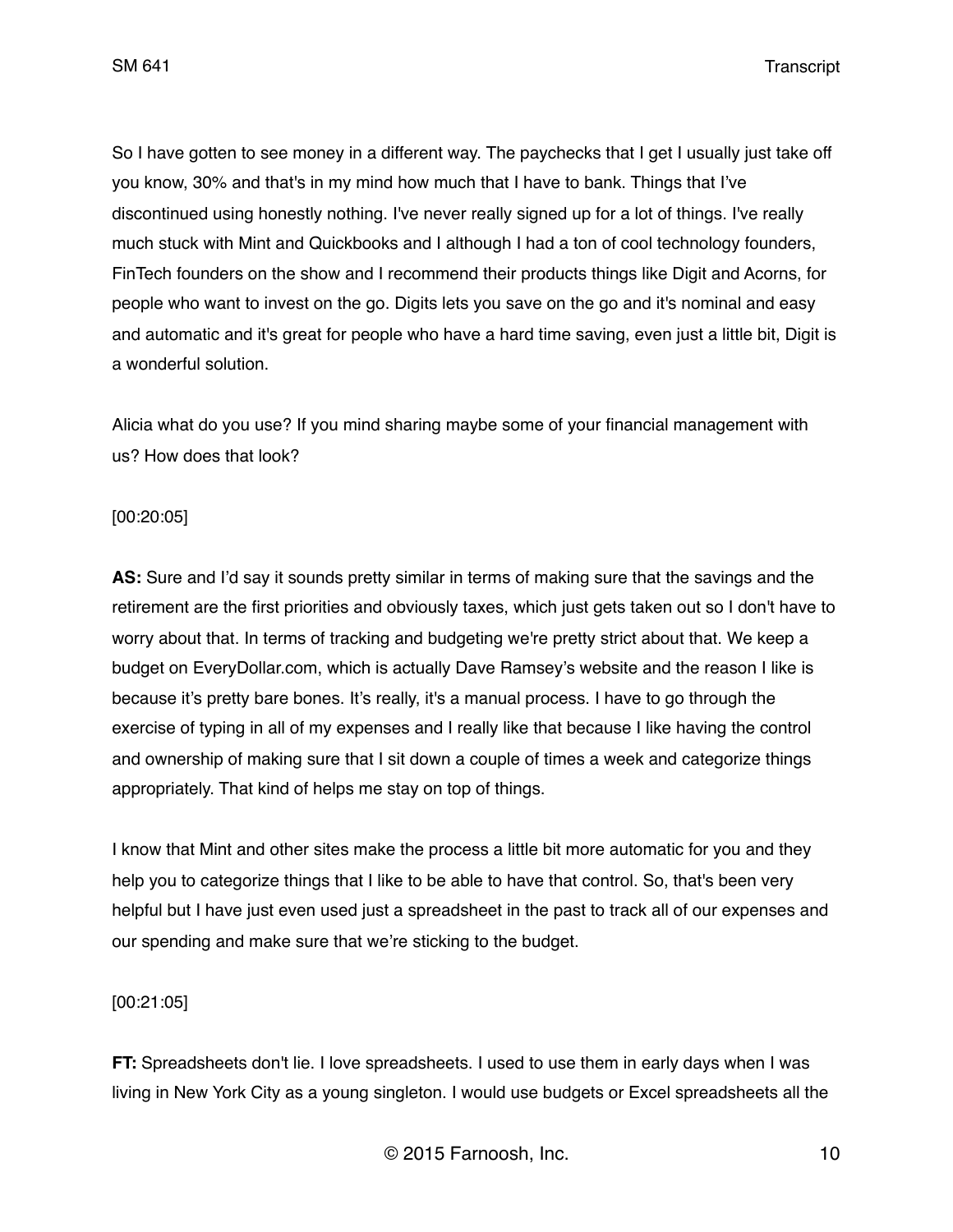So I have gotten to see money in a different way. The paychecks that I get I usually just take off you know, 30% and that's in my mind how much that I have to bank. Things that I've discontinued using honestly nothing. I've never really signed up for a lot of things. I've really much stuck with Mint and Quickbooks and I although I had a ton of cool technology founders, FinTech founders on the show and I recommend their products things like Digit and Acorns, for people who want to invest on the go. Digits lets you save on the go and it's nominal and easy and automatic and it's great for people who have a hard time saving, even just a little bit, Digit is a wonderful solution.

Alicia what do you use? If you mind sharing maybe some of your financial management with us? How does that look?

[00:20:05]

**AS:** Sure and I'd say it sounds pretty similar in terms of making sure that the savings and the retirement are the first priorities and obviously taxes, which just gets taken out so I don't have to worry about that. In terms of tracking and budgeting we're pretty strict about that. We keep a budget on EveryDollar.com, which is actually Dave Ramsey's website and the reason I like is because it's pretty bare bones. It's really, it's a manual process. I have to go through the exercise of typing in all of my expenses and I really like that because I like having the control and ownership of making sure that I sit down a couple of times a week and categorize things appropriately. That kind of helps me stay on top of things.

I know that Mint and other sites make the process a little bit more automatic for you and they help you to categorize things that I like to be able to have that control. So, that's been very helpful but I have just even used just a spreadsheet in the past to track all of our expenses and our spending and make sure that we're sticking to the budget.

[00:21:05]

**FT:** Spreadsheets don't lie. I love spreadsheets. I used to use them in early days when I was living in New York City as a young singleton. I would use budgets or Excel spreadsheets all the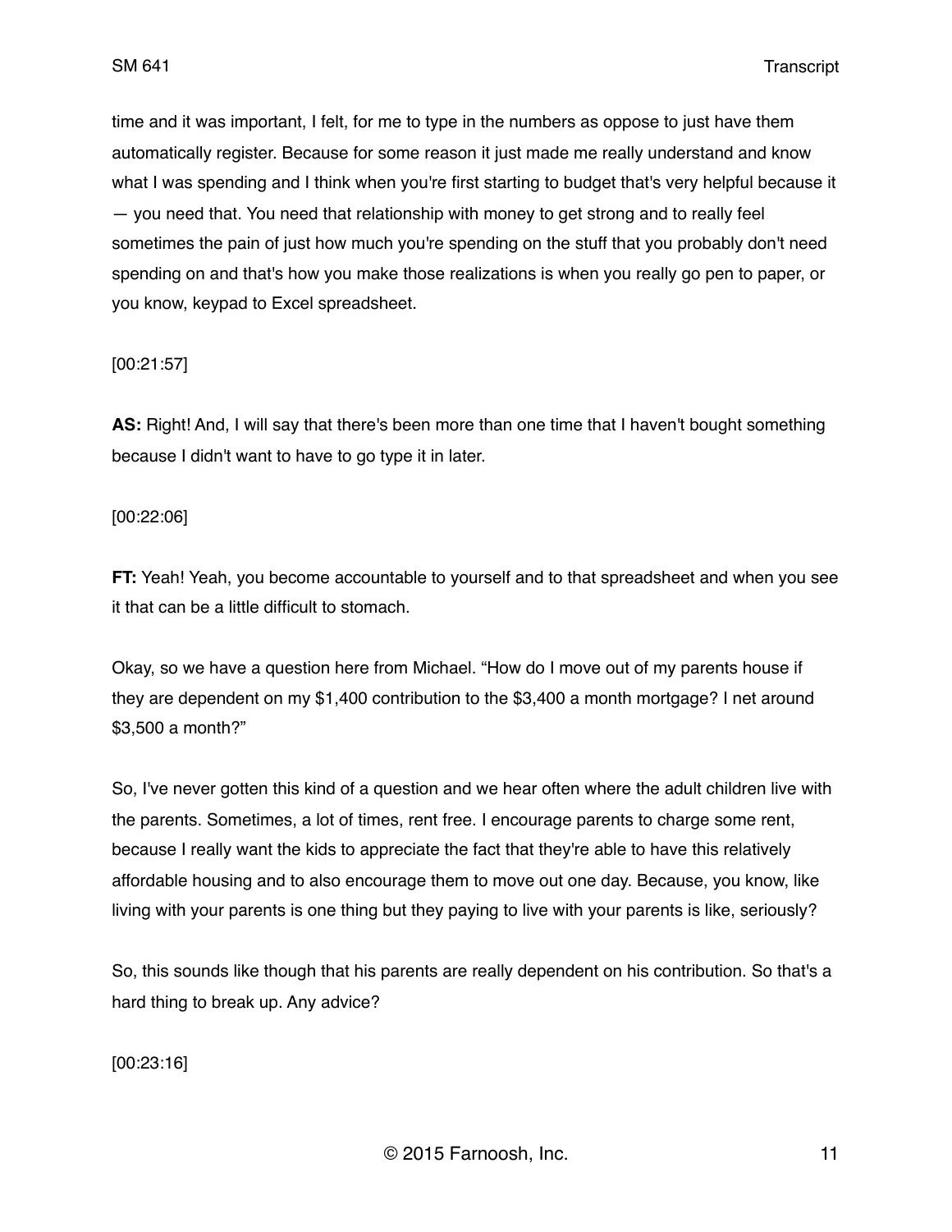time and it was important, I felt, for me to type in the numbers as oppose to just have them automatically register. Because for some reason it just made me really understand and know what I was spending and I think when you're first starting to budget that's very helpful because it — you need that. You need that relationship with money to get strong and to really feel sometimes the pain of just how much you're spending on the stuff that you probably don't need spending on and that's how you make those realizations is when you really go pen to paper, or you know, keypad to Excel spreadsheet.

[00:21:57]

**AS:** Right! And, I will say that there's been more than one time that I haven't bought something because I didn't want to have to go type it in later.

[00:22:06]

**FT:** Yeah! Yeah, you become accountable to yourself and to that spreadsheet and when you see it that can be a little difficult to stomach.

Okay, so we have a question here from Michael. "How do I move out of my parents house if they are dependent on my $1,400 contribution to the $3,400 a month mortgage? I net around $3,500 a month?"

So, I've never gotten this kind of a question and we hear often where the adult children live with the parents. Sometimes, a lot of times, rent free. I encourage parents to charge some rent, because I really want the kids to appreciate the fact that they're able to have this relatively affordable housing and to also encourage them to move out one day. Because, you know, like living with your parents is one thing but they paying to live with your parents is like, seriously?

So, this sounds like though that his parents are really dependent on his contribution. So that's a hard thing to break up. Any advice?

[00:23:16]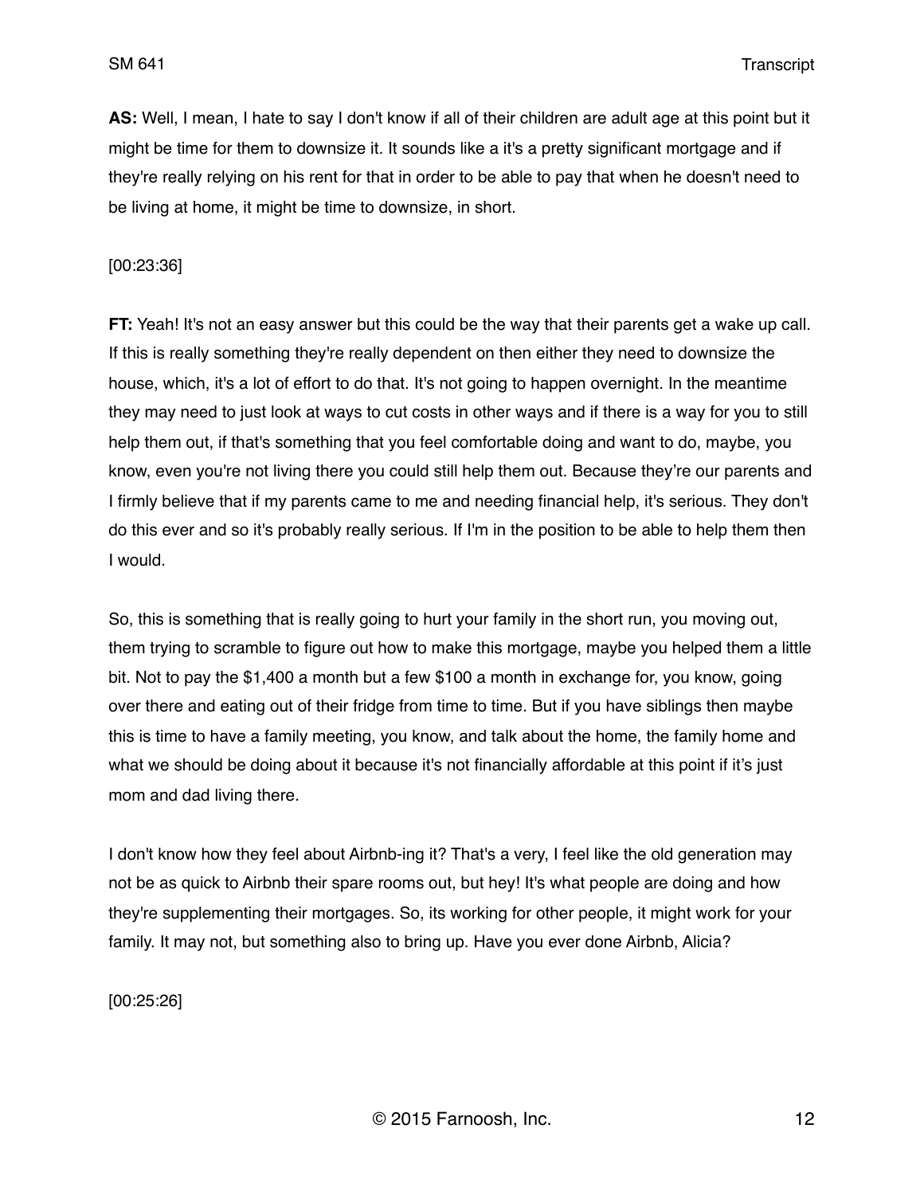**AS:** Well, I mean, I hate to say I don't know if all of their children are adult age at this point but it might be time for them to downsize it. It sounds like a it's a pretty significant mortgage and if they're really relying on his rent for that in order to be able to pay that when he doesn't need to be living at home, it might be time to downsize, in short.

[00:23:36]

**FT:** Yeah! It's not an easy answer but this could be the way that their parents get a wake up call. If this is really something they're really dependent on then either they need to downsize the house, which, it's a lot of effort to do that. It's not going to happen overnight. In the meantime they may need to just look at ways to cut costs in other ways and if there is a way for you to still help them out, if that's something that you feel comfortable doing and want to do, maybe, you know, even you're not living there you could still help them out. Because they're our parents and I firmly believe that if my parents came to me and needing financial help, it's serious. They don't do this ever and so it's probably really serious. If I'm in the position to be able to help them then I would.

So, this is something that is really going to hurt your family in the short run, you moving out, them trying to scramble to figure out how to make this mortgage, maybe you helped them a little bit. Not to pay the $1,400 a month but a few $100 a month in exchange for, you know, going over there and eating out of their fridge from time to time. But if you have siblings then maybe this is time to have a family meeting, you know, and talk about the home, the family home and what we should be doing about it because it's not financially affordable at this point if it's just mom and dad living there.

I don't know how they feel about Airbnb-ing it? That's a very, I feel like the old generation may not be as quick to Airbnb their spare rooms out, but hey! It's what people are doing and how they're supplementing their mortgages. So, its working for other people, it might work for your family. It may not, but something also to bring up. Have you ever done Airbnb, Alicia?

[00:25:26]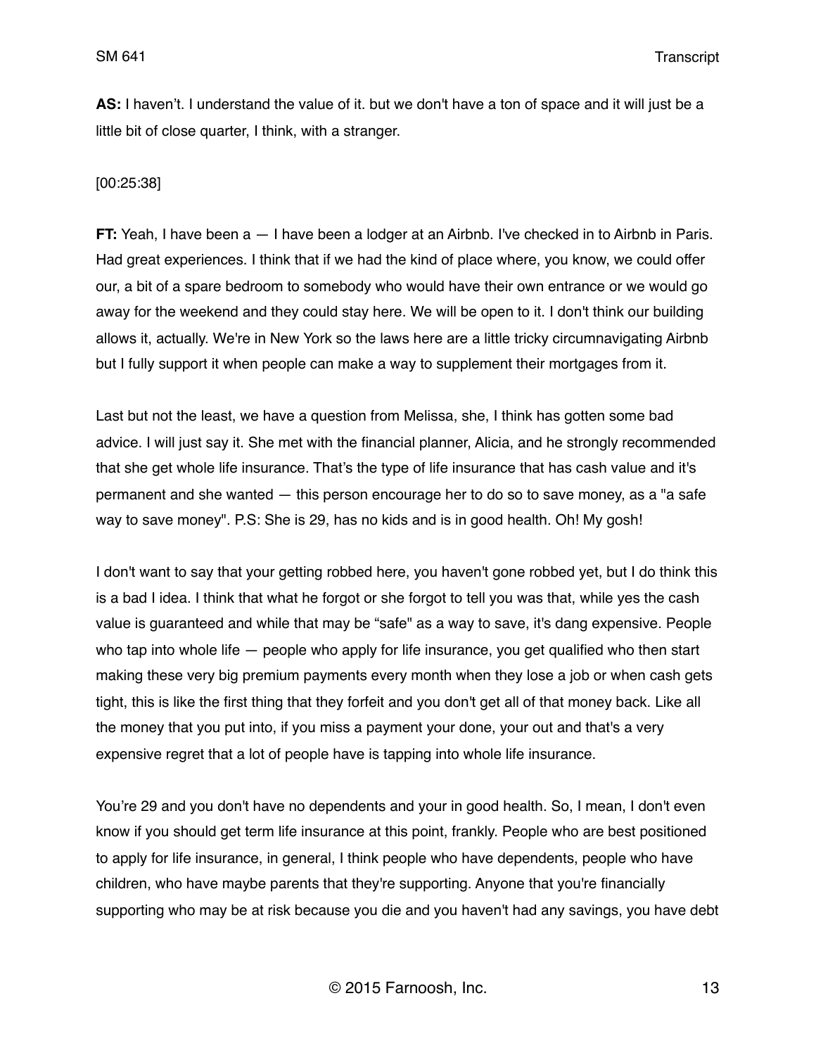**AS:** I haven't. I understand the value of it. but we don't have a ton of space and it will just be a little bit of close quarter, I think, with a stranger.

[00:25:38]

**FT:** Yeah, I have been a — I have been a lodger at an Airbnb. I've checked in to Airbnb in Paris. Had great experiences. I think that if we had the kind of place where, you know, we could offer our, a bit of a spare bedroom to somebody who would have their own entrance or we would go away for the weekend and they could stay here. We will be open to it. I don't think our building allows it, actually. We're in New York so the laws here are a little tricky circumnavigating Airbnb but I fully support it when people can make a way to supplement their mortgages from it.

Last but not the least, we have a question from Melissa, she, I think has gotten some bad advice. I will just say it. She met with the financial planner, Alicia, and he strongly recommended that she get whole life insurance. That's the type of life insurance that has cash value and it's permanent and she wanted — this person encourage her to do so to save money, as a "a safe way to save money". P.S: She is 29, has no kids and is in good health. Oh! My gosh!

I don't want to say that your getting robbed here, you haven't gone robbed yet, but I do think this is a bad I idea. I think that what he forgot or she forgot to tell you was that, while yes the cash value is guaranteed and while that may be "safe" as a way to save, it's dang expensive. People who tap into whole life — people who apply for life insurance, you get qualified who then start making these very big premium payments every month when they lose a job or when cash gets tight, this is like the first thing that they forfeit and you don't get all of that money back. Like all the money that you put into, if you miss a payment your done, your out and that's a very expensive regret that a lot of people have is tapping into whole life insurance.

You're 29 and you don't have no dependents and your in good health. So, I mean, I don't even know if you should get term life insurance at this point, frankly. People who are best positioned to apply for life insurance, in general, I think people who have dependents, people who have children, who have maybe parents that they're supporting. Anyone that you're financially supporting who may be at risk because you die and you haven't had any savings, you have debt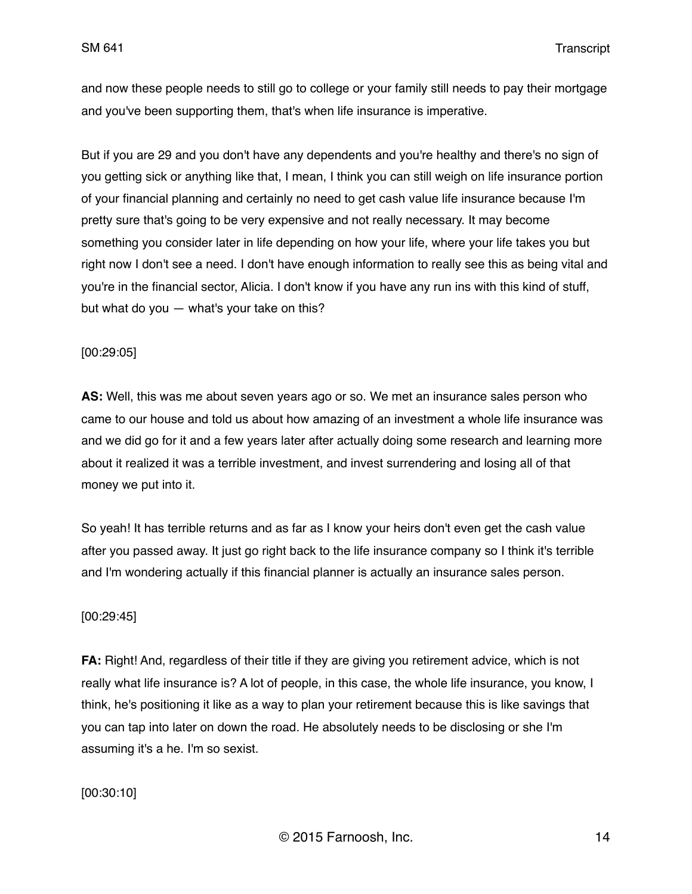and now these people needs to still go to college or your family still needs to pay their mortgage and you've been supporting them, that's when life insurance is imperative.

But if you are 29 and you don't have any dependents and you're healthy and there's no sign of you getting sick or anything like that, I mean, I think you can still weigh on life insurance portion of your financial planning and certainly no need to get cash value life insurance because I'm pretty sure that's going to be very expensive and not really necessary. It may become something you consider later in life depending on how your life, where your life takes you but right now I don't see a need. I don't have enough information to really see this as being vital and you're in the financial sector, Alicia. I don't know if you have any run ins with this kind of stuff, but what do you — what's your take on this?

[00:29:05]

**AS:** Well, this was me about seven years ago or so. We met an insurance sales person who came to our house and told us about how amazing of an investment a whole life insurance was and we did go for it and a few years later after actually doing some research and learning more about it realized it was a terrible investment, and invest surrendering and losing all of that money we put into it.

So yeah! It has terrible returns and as far as I know your heirs don't even get the cash value after you passed away. It just go right back to the life insurance company so I think it's terrible and I'm wondering actually if this financial planner is actually an insurance sales person.

[00:29:45]

**FA:** Right! And, regardless of their title if they are giving you retirement advice, which is not really what life insurance is? A lot of people, in this case, the whole life insurance, you know, I think, he's positioning it like as a way to plan your retirement because this is like savings that you can tap into later on down the road. He absolutely needs to be disclosing or she I'm assuming it's a he. I'm so sexist.

[00:30:10]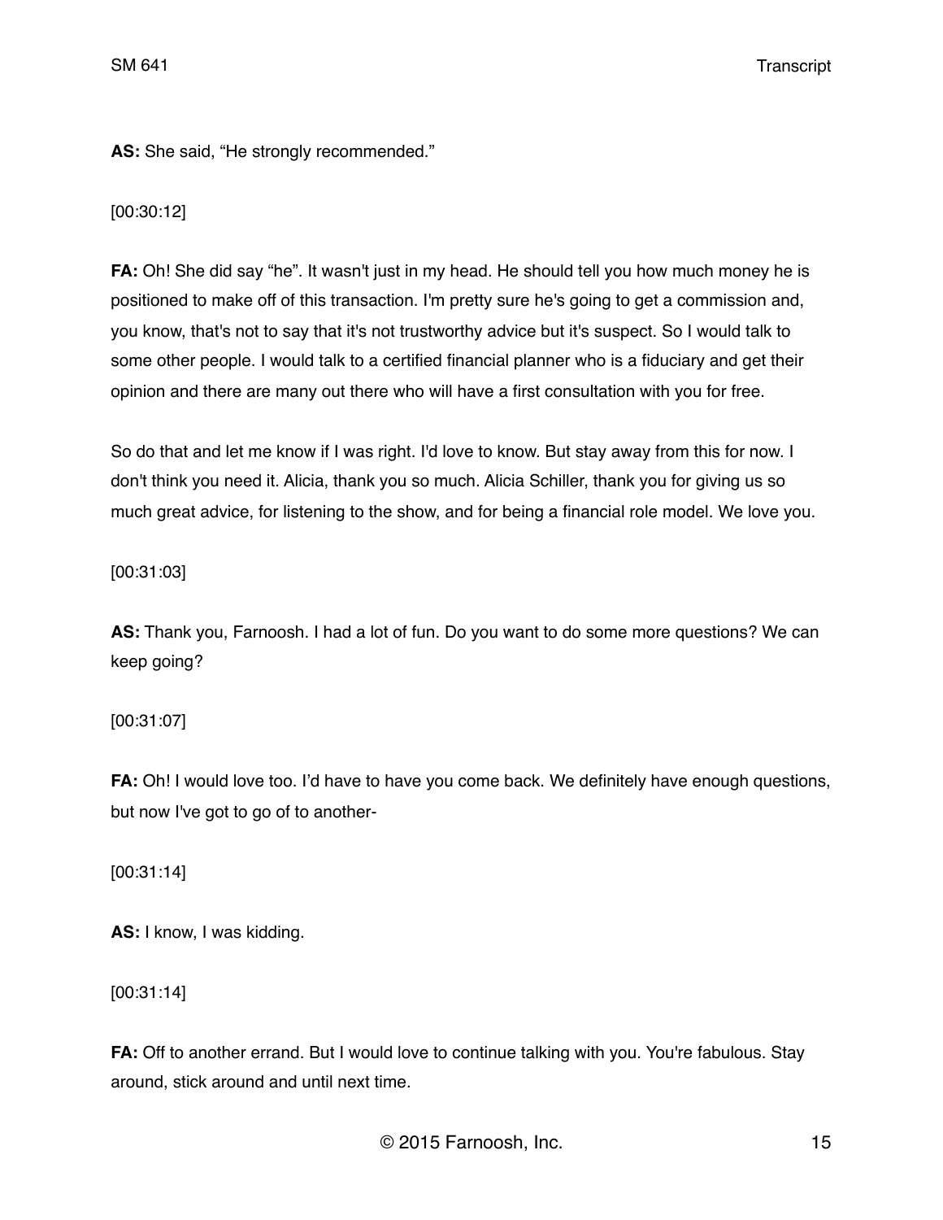**AS:** She said, “He strongly recommended.”

[00:30:12]

**FA:** Oh! She did say “he”. It wasn't just in my head. He should tell you how much money he is positioned to make off of this transaction. I'm pretty sure he's going to get a commission and, you know, that's not to say that it's not trustworthy advice but it's suspect. So I would talk to some other people. I would talk to a certified financial planner who is a fiduciary and get their opinion and there are many out there who will have a first consultation with you for free.

So do that and let me know if I was right. I'd love to know. But stay away from this for now. I don't think you need it. Alicia, thank you so much. Alicia Schiller, thank you for giving us so much great advice, for listening to the show, and for being a financial role model. We love you.

[00:31:03]

**AS:** Thank you, Farnoosh. I had a lot of fun. Do you want to do some more questions? We can keep going?

[00:31:07]

**FA:** Oh! I would love too. I’d have to have you come back. We definitely have enough questions, but now I've got to go of to another-

[00:31:14]

**AS:** I know, I was kidding.

[00:31:14]

**FA:** Off to another errand. But I would love to continue talking with you. You're fabulous. Stay around, stick around and until next time.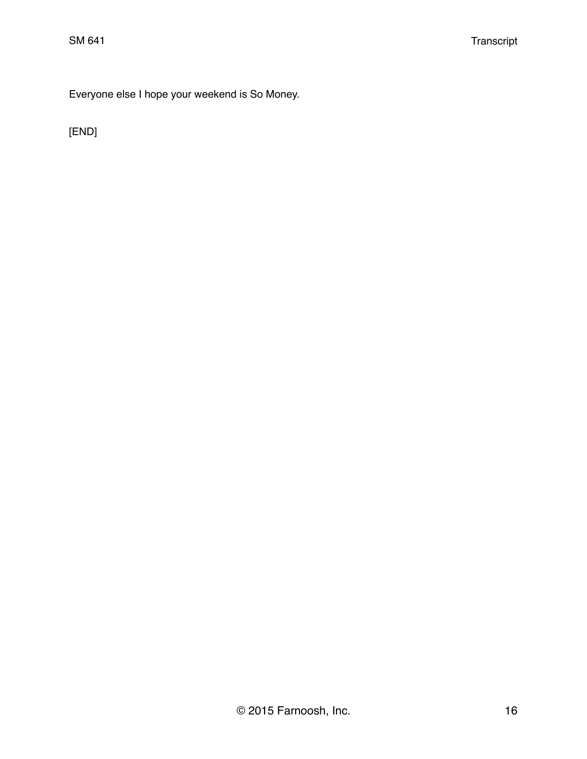Everyone else I hope your weekend is So Money.

[END]